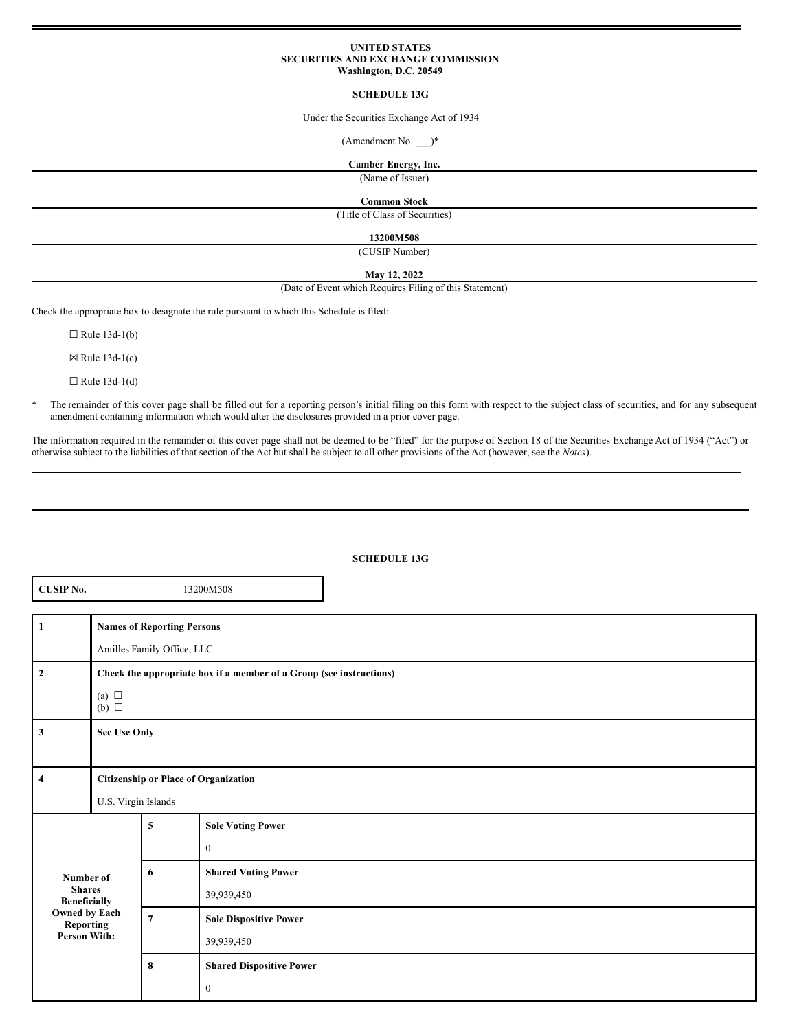**UNITED STATES**
**SECURITIES AND EXCHANGE COMMISSION**
**Washington, D.C. 20549**

**SCHEDULE 13G**

Under the Securities Exchange Act of 1934

(Amendment No. \_\_\_)*

**Camber Energy, Inc.**

(Name of Issuer)

**Common Stock**

(Title of Class of Securities)

**13200M508**

(CUSIP Number)

**May 12, 2022**

(Date of Event which Requires Filing of this Statement)

Check the appropriate box to designate the rule pursuant to which this Schedule is filed:

☐ Rule 13d-1(b)

☒ Rule 13d-1(c)

☐ Rule 13d-1(d)

\* The remainder of this cover page shall be filled out for a reporting person's initial filing on this form with respect to the subject class of securities, and for any subsequent amendment containing information which would alter the disclosures provided in a prior cover page.

The information required in the remainder of this cover page shall not be deemed to be "filed" for the purpose of Section 18 of the Securities Exchange Act of 1934 ("Act") or otherwise subject to the liabilities of that section of the Act but shall be subject to all other provisions of the Act (however, see the *Notes*).

**SCHEDULE 13G**

| **CUSIP No.** | 13200M508 |
|---|---|

| | | | |
|---|---|---|---|
| **1** | **Names of Reporting Persons**<br>Antilles Family Office, LLC | | |
| **2** | **Check the appropriate box if a member of a Group (see instructions)**<br>(a) ☐<br>(b) ☐ | | |
| **3** | **Sec Use Only** | | |
| **4** | **Citizenship or Place of Organization**<br>U.S. Virgin Islands | | |
| **Number of Shares Beneficially Owned by Each Reporting Person With:** | | **5** | **Sole Voting Power**<br>0 |
| | | **6** | **Shared Voting Power**<br>39,939,450 |
| | | **7** | **Sole Dispositive Power**<br>39,939,450 |
| | | **8** | **Shared Dispositive Power**<br>0 |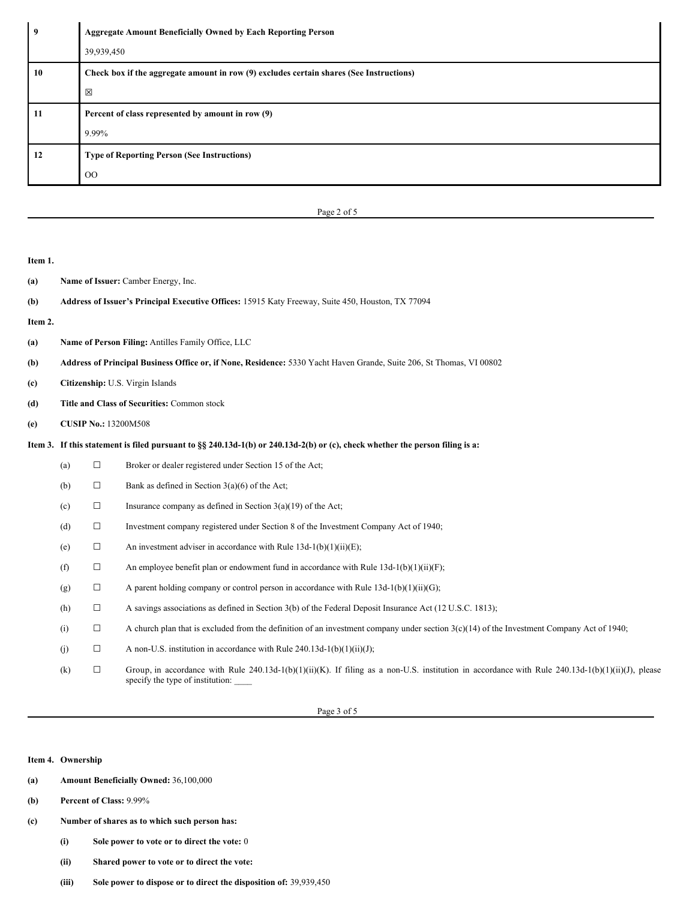| | |
|---|---|
| 9 | **Aggregate Amount Beneficially Owned by Each Reporting Person**<br>39,939,450 |
| 10 | **Check box if the aggregate amount in row (9) excludes certain shares (See Instructions)**<br>☒ |
| 11 | **Percent of class represented by amount in row (9)**<br>9.99% |
| 12 | **Type of Reporting Person (See Instructions)**<br>OO |

**Item 1.**

**(a)** **Name of Issuer:** Camber Energy, Inc.

**(b)** **Address of Issuer's Principal Executive Offices:** 15915 Katy Freeway, Suite 450, Houston, TX 77094

**Item 2.**

**(a)** **Name of Person Filing:** Antilles Family Office, LLC

**(b)** **Address of Principal Business Office or, if None, Residence:** 5330 Yacht Haven Grande, Suite 206, St Thomas, VI 00802

**(c)** **Citizenship:** U.S. Virgin Islands

**(d)** **Title and Class of Securities:** Common stock

**(e)** **CUSIP No.:** 13200M508

**Item 3. If this statement is filed pursuant to §§ 240.13d-1(b) or 240.13d-2(b) or (c), check whether the person filing is a:**

(a) ☐ Broker or dealer registered under Section 15 of the Act;

(b) ☐ Bank as defined in Section 3(a)(6) of the Act;

(c) ☐ Insurance company as defined in Section 3(a)(19) of the Act;

(d) ☐ Investment company registered under Section 8 of the Investment Company Act of 1940;

(e) ☐ An investment adviser in accordance with Rule 13d-1(b)(1)(ii)(E);

(f) ☐ An employee benefit plan or endowment fund in accordance with Rule 13d-1(b)(1)(ii)(F);

(g) ☐ A parent holding company or control person in accordance with Rule 13d-1(b)(1)(ii)(G);

(h) ☐ A savings associations as defined in Section 3(b) of the Federal Deposit Insurance Act (12 U.S.C. 1813);

(i) ☐ A church plan that is excluded from the definition of an investment company under section 3(c)(14) of the Investment Company Act of 1940;

(j) ☐ A non-U.S. institution in accordance with Rule 240.13d-1(b)(1)(ii)(J);

(k) ☐ Group, in accordance with Rule 240.13d-1(b)(1)(ii)(K). If filing as a non-U.S. institution in accordance with Rule 240.13d-1(b)(1)(ii)(J), please specify the type of institution: ____

**Item 4. Ownership**

**(a)** **Amount Beneficially Owned:** 36,100,000

**(b)** **Percent of Class:** 9.99%

**(c)** **Number of shares as to which such person has:**

**(i)** **Sole power to vote or to direct the vote:** 0

**(ii)** **Shared power to vote or to direct the vote:**

**(iii)** **Sole power to dispose or to direct the disposition of:** 39,939,450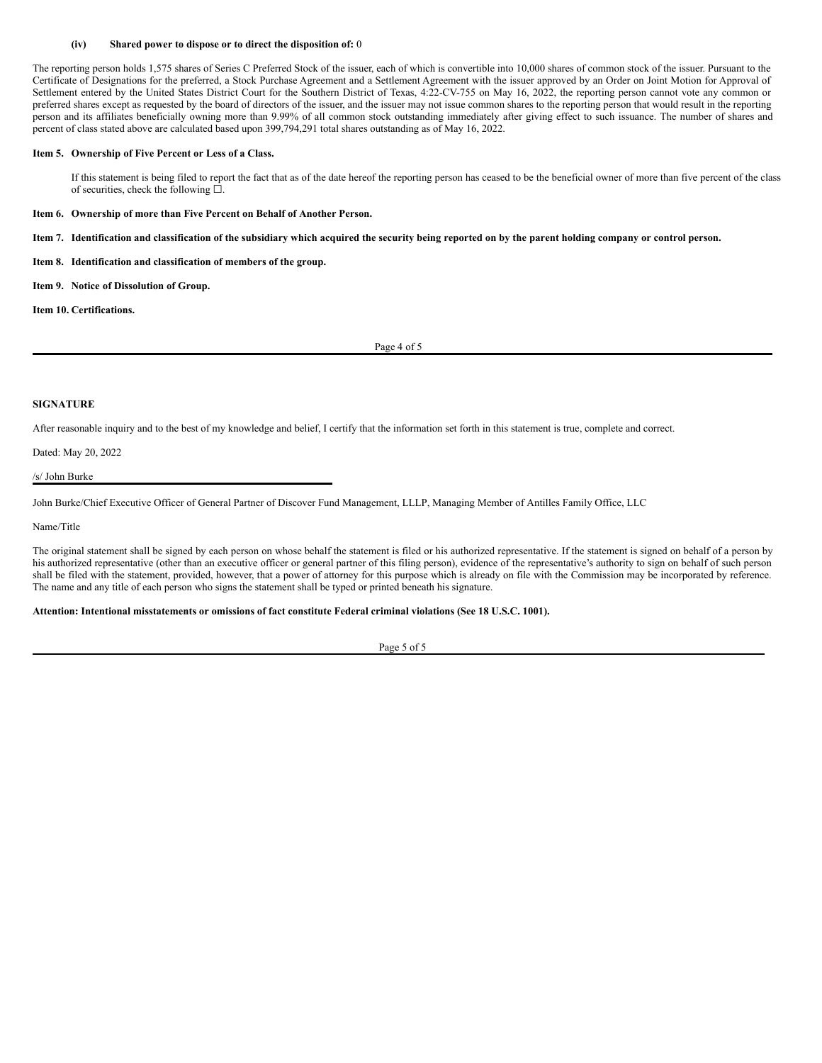**(iv) Shared power to dispose or to direct the disposition of:** 0

The reporting person holds 1,575 shares of Series C Preferred Stock of the issuer, each of which is convertible into 10,000 shares of common stock of the issuer. Pursuant to the Certificate of Designations for the preferred, a Stock Purchase Agreement and a Settlement Agreement with the issuer approved by an Order on Joint Motion for Approval of Settlement entered by the United States District Court for the Southern District of Texas, 4:22-CV-755 on May 16, 2022, the reporting person cannot vote any common or preferred shares except as requested by the board of directors of the issuer, and the issuer may not issue common shares to the reporting person that would result in the reporting person and its affiliates beneficially owning more than 9.99% of all common stock outstanding immediately after giving effect to such issuance. The number of shares and percent of class stated above are calculated based upon 399,794,291 total shares outstanding as of May 16, 2022.

**Item 5. Ownership of Five Percent or Less of a Class.**

If this statement is being filed to report the fact that as of the date hereof the reporting person has ceased to be the beneficial owner of more than five percent of the class of securities, check the following ☐.

**Item 6. Ownership of more than Five Percent on Behalf of Another Person.**

**Item 7. Identification and classification of the subsidiary which acquired the security being reported on by the parent holding company or control person.**

**Item 8. Identification and classification of members of the group.**

**Item 9. Notice of Dissolution of Group.**

**Item 10. Certifications.**

**SIGNATURE**

After reasonable inquiry and to the best of my knowledge and belief, I certify that the information set forth in this statement is true, complete and correct.

Dated: May 20, 2022

/s/ John Burke

John Burke/Chief Executive Officer of General Partner of Discover Fund Management, LLLP, Managing Member of Antilles Family Office, LLC

Name/Title

The original statement shall be signed by each person on whose behalf the statement is filed or his authorized representative. If the statement is signed on behalf of a person by his authorized representative (other than an executive officer or general partner of this filing person), evidence of the representative's authority to sign on behalf of such person shall be filed with the statement, provided, however, that a power of attorney for this purpose which is already on file with the Commission may be incorporated by reference. The name and any title of each person who signs the statement shall be typed or printed beneath his signature.

**Attention: Intentional misstatements or omissions of fact constitute Federal criminal violations (See 18 U.S.C. 1001).**